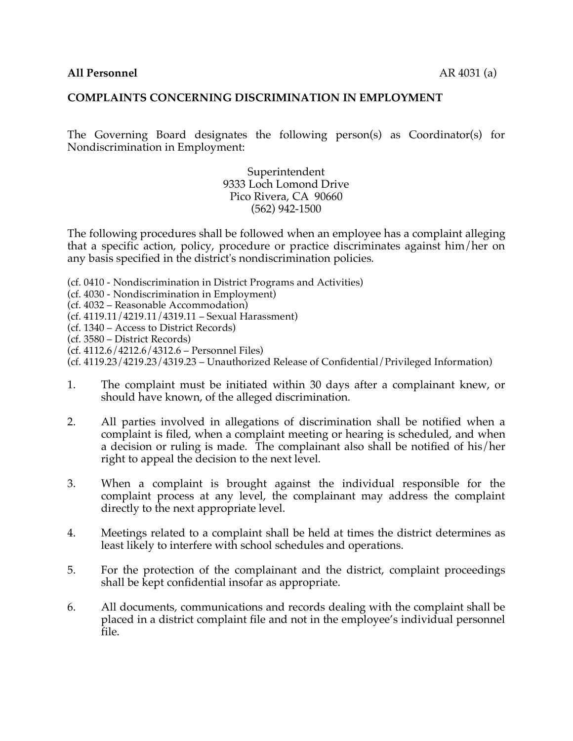**All Personnel** AR 4031 (a)

**COMPLAINTS CONCERNING DISCRIMINATION IN EMPLOYMENT**

The Governing Board designates the following person(s) as Coordinator(s) for Nondiscrimination in Employment:

Superintendent
9333 Loch Lomond Drive
Pico Rivera, CA 90660
(562) 942-1500

The following procedures shall be followed when an employee has a complaint alleging that a specific action, policy, procedure or practice discriminates against him/her on any basis specified in the district's nondiscrimination policies.

(cf. 0410 - Nondiscrimination in District Programs and Activities)
(cf. 4030 - Nondiscrimination in Employment)
(cf. 4032 – Reasonable Accommodation)
(cf. 4119.11/4219.11/4319.11 – Sexual Harassment)
(cf. 1340 – Access to District Records)
(cf. 3580 – District Records)
(cf. 4112.6/4212.6/4312.6 – Personnel Files)
(cf. 4119.23/4219.23/4319.23 – Unauthorized Release of Confidential/Privileged Information)

1. The complaint must be initiated within 30 days after a complainant knew, or should have known, of the alleged discrimination.

2. All parties involved in allegations of discrimination shall be notified when a complaint is filed, when a complaint meeting or hearing is scheduled, and when a decision or ruling is made. The complainant also shall be notified of his/her right to appeal the decision to the next level.

3. When a complaint is brought against the individual responsible for the complaint process at any level, the complainant may address the complaint directly to the next appropriate level.

4. Meetings related to a complaint shall be held at times the district determines as least likely to interfere with school schedules and operations.

5. For the protection of the complainant and the district, complaint proceedings shall be kept confidential insofar as appropriate.

6. All documents, communications and records dealing with the complaint shall be placed in a district complaint file and not in the employee's individual personnel file.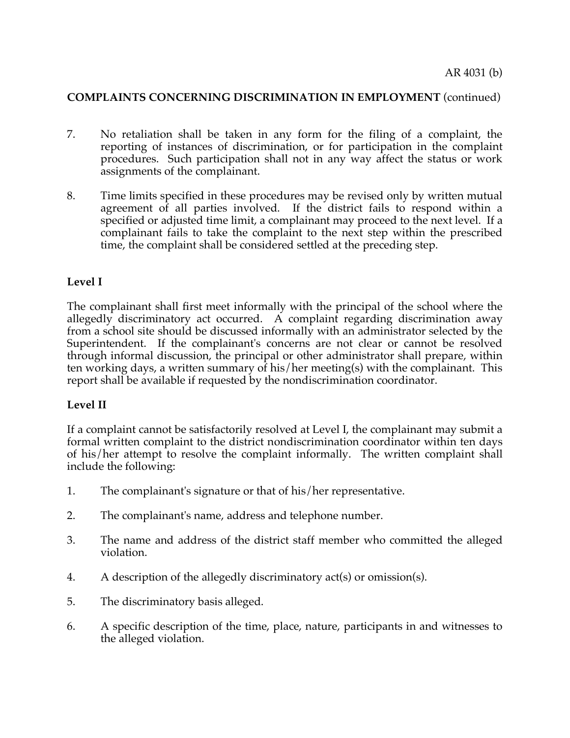**COMPLAINTS CONCERNING DISCRIMINATION IN EMPLOYMENT** (continued)

7. No retaliation shall be taken in any form for the filing of a complaint, the reporting of instances of discrimination, or for participation in the complaint procedures. Such participation shall not in any way affect the status or work assignments of the complainant.

8. Time limits specified in these procedures may be revised only by written mutual agreement of all parties involved. If the district fails to respond within a specified or adjusted time limit, a complainant may proceed to the next level. If a complainant fails to take the complaint to the next step within the prescribed time, the complaint shall be considered settled at the preceding step.

**Level I**

The complainant shall first meet informally with the principal of the school where the allegedly discriminatory act occurred. A complaint regarding discrimination away from a school site should be discussed informally with an administrator selected by the Superintendent. If the complainant's concerns are not clear or cannot be resolved through informal discussion, the principal or other administrator shall prepare, within ten working days, a written summary of his/her meeting(s) with the complainant. This report shall be available if requested by the nondiscrimination coordinator.

**Level II**

If a complaint cannot be satisfactorily resolved at Level I, the complainant may submit a formal written complaint to the district nondiscrimination coordinator within ten days of his/her attempt to resolve the complaint informally. The written complaint shall include the following:

1. The complainant's signature or that of his/her representative.

2. The complainant's name, address and telephone number.

3. The name and address of the district staff member who committed the alleged violation.

4. A description of the allegedly discriminatory act(s) or omission(s).

5. The discriminatory basis alleged.

6. A specific description of the time, place, nature, participants in and witnesses to the alleged violation.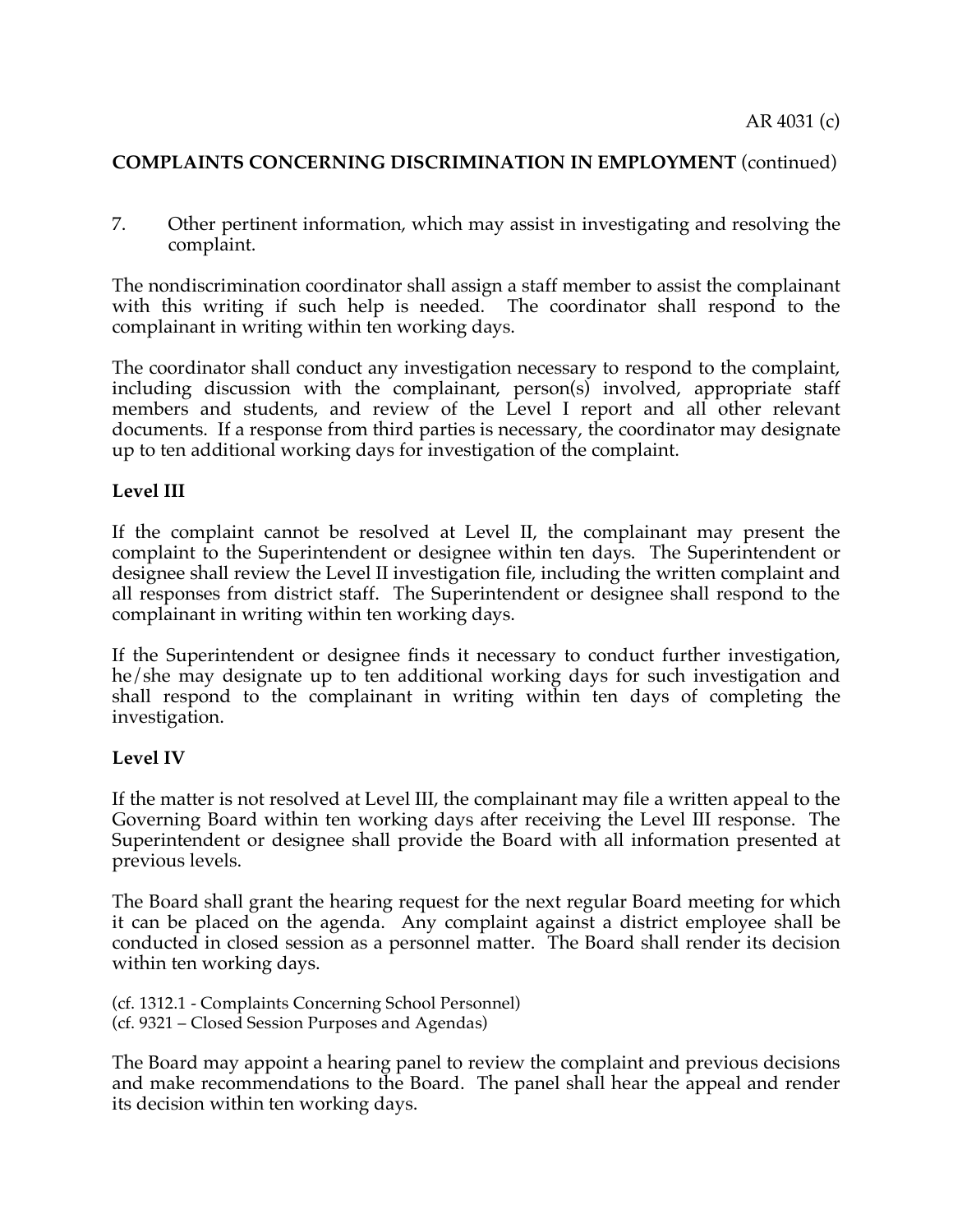**COMPLAINTS CONCERNING DISCRIMINATION IN EMPLOYMENT** (continued)

7. Other pertinent information, which may assist in investigating and resolving the complaint.

The nondiscrimination coordinator shall assign a staff member to assist the complainant with this writing if such help is needed. The coordinator shall respond to the complainant in writing within ten working days.

The coordinator shall conduct any investigation necessary to respond to the complaint, including discussion with the complainant, person(s) involved, appropriate staff members and students, and review of the Level I report and all other relevant documents. If a response from third parties is necessary, the coordinator may designate up to ten additional working days for investigation of the complaint.

**Level III**

If the complaint cannot be resolved at Level II, the complainant may present the complaint to the Superintendent or designee within ten days. The Superintendent or designee shall review the Level II investigation file, including the written complaint and all responses from district staff. The Superintendent or designee shall respond to the complainant in writing within ten working days.

If the Superintendent or designee finds it necessary to conduct further investigation, he/she may designate up to ten additional working days for such investigation and shall respond to the complainant in writing within ten days of completing the investigation.

**Level IV**

If the matter is not resolved at Level III, the complainant may file a written appeal to the Governing Board within ten working days after receiving the Level III response. The Superintendent or designee shall provide the Board with all information presented at previous levels.

The Board shall grant the hearing request for the next regular Board meeting for which it can be placed on the agenda. Any complaint against a district employee shall be conducted in closed session as a personnel matter. The Board shall render its decision within ten working days.

(cf. 1312.1 - Complaints Concerning School Personnel)
(cf. 9321 – Closed Session Purposes and Agendas)

The Board may appoint a hearing panel to review the complaint and previous decisions and make recommendations to the Board. The panel shall hear the appeal and render its decision within ten working days.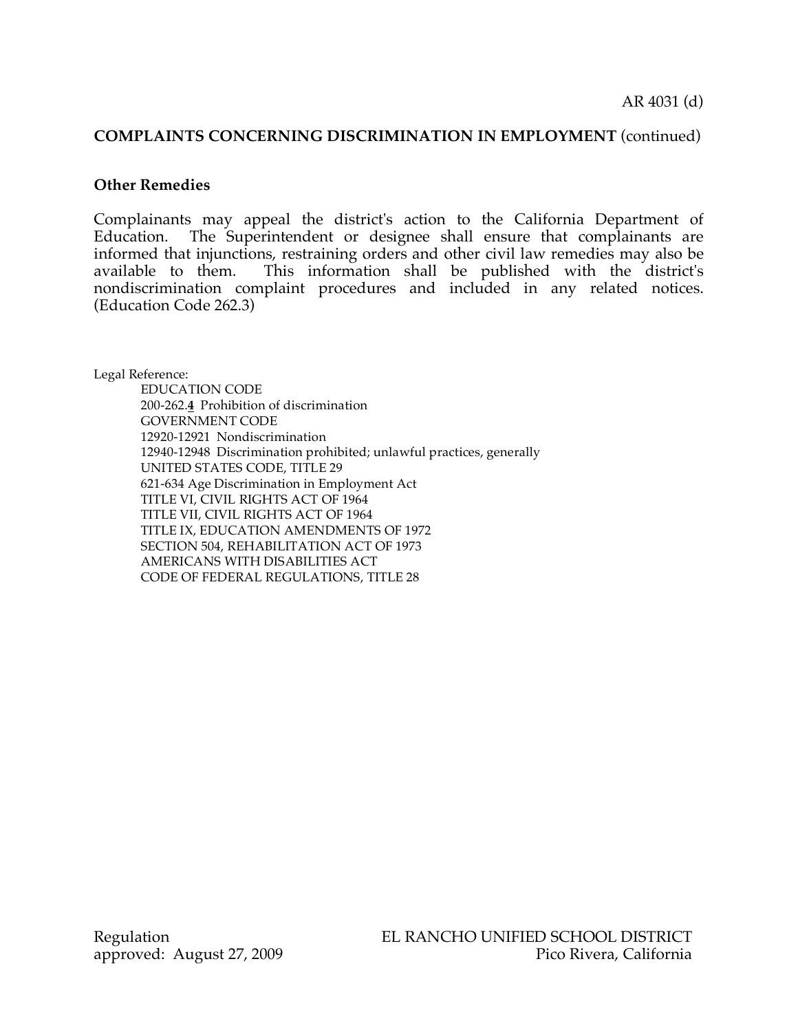**COMPLAINTS CONCERNING DISCRIMINATION IN EMPLOYMENT** (continued)

**Other Remedies**

Complainants may appeal the district's action to the California Department of Education. The Superintendent or designee shall ensure that complainants are informed that injunctions, restraining orders and other civil law remedies may also be available to them. This information shall be published with the district's nondiscrimination complaint procedures and included in any related notices. (Education Code 262.3)

Legal Reference:

EDUCATION CODE
200-262.**4** Prohibition of discrimination
GOVERNMENT CODE
12920-12921 Nondiscrimination
12940-12948 Discrimination prohibited; unlawful practices, generally
UNITED STATES CODE, TITLE 29
621-634 Age Discrimination in Employment Act
TITLE VI, CIVIL RIGHTS ACT OF 1964
TITLE VII, CIVIL RIGHTS ACT OF 1964
TITLE IX, EDUCATION AMENDMENTS OF 1972
SECTION 504, REHABILITATION ACT OF 1973
AMERICANS WITH DISABILITIES ACT
CODE OF FEDERAL REGULATIONS, TITLE 28

Regulation
approved: August 27, 2009

EL RANCHO UNIFIED SCHOOL DISTRICT
Pico Rivera, California